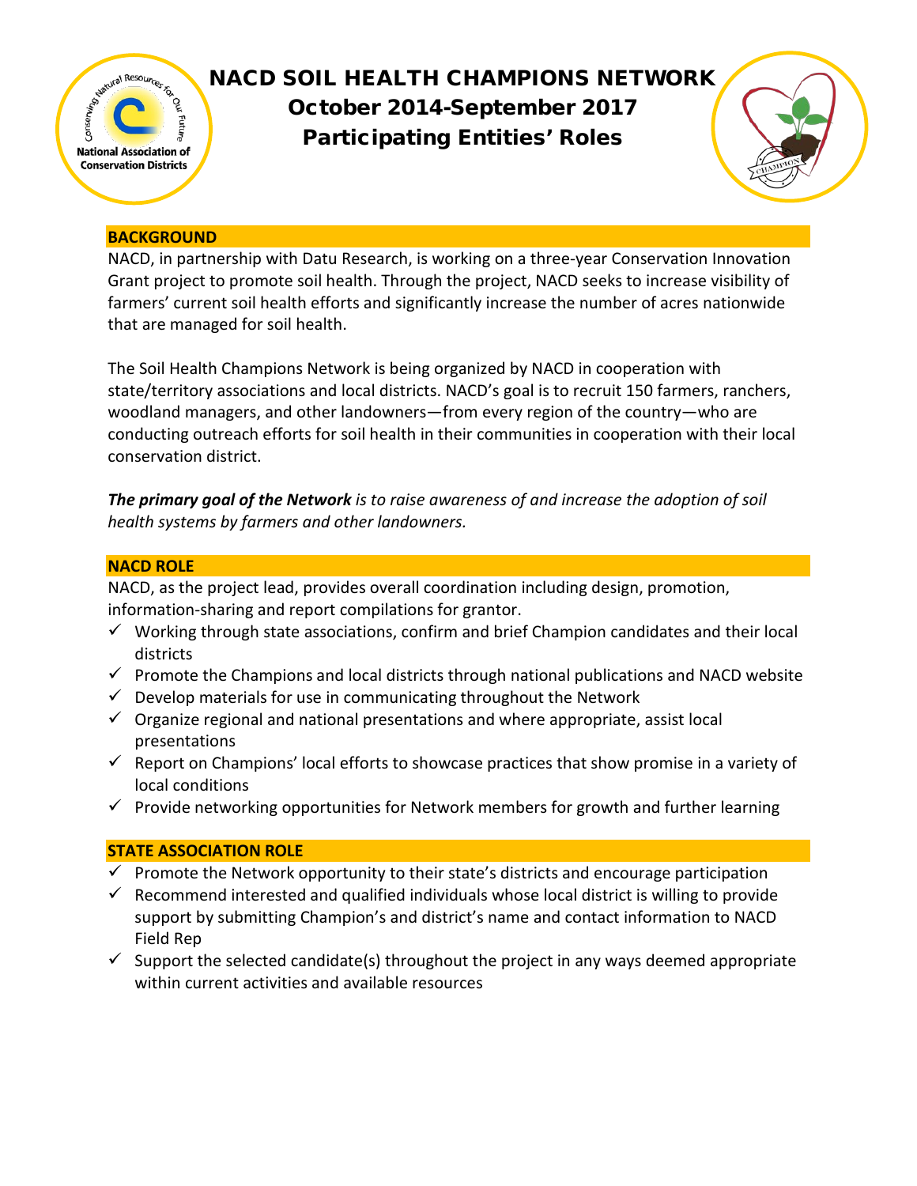# NACD SOIL HEALTH CHAMPIONS NETWORK

## October 2014-September 2017

## Participating Entities' Roles

### BACKGROUND

NACD, in partnership with Datu Research, is working on a three-year Conservation Innovation Grant project to promote soil health. Through the project, NACD seeks to increase visibility of farmers' current soil health efforts and significantly increase the number of acres nationwide that are managed for soil health.

The Soil Health Champions Network is being organized by NACD in cooperation with state/territory associations and local districts. NACD's goal is to recruit 150 farmers, ranchers, woodland managers, and other landowners—from every region of the country—who are conducting outreach efforts for soil health in their communities in cooperation with their local conservation district.

***The primary goal of the Network*** *is to raise awareness of and increase the adoption of soil health systems by farmers and other landowners.*

### NACD ROLE

NACD, as the project lead, provides overall coordination including design, promotion, information-sharing and report compilations for grantor.

- ✓ Working through state associations, confirm and brief Champion candidates and their local districts
- ✓ Promote the Champions and local districts through national publications and NACD website
- ✓ Develop materials for use in communicating throughout the Network
- ✓ Organize regional and national presentations and where appropriate, assist local presentations
- ✓ Report on Champions' local efforts to showcase practices that show promise in a variety of local conditions
- ✓ Provide networking opportunities for Network members for growth and further learning

### STATE ASSOCIATION ROLE

- ✓ Promote the Network opportunity to their state's districts and encourage participation
- ✓ Recommend interested and qualified individuals whose local district is willing to provide support by submitting Champion's and district's name and contact information to NACD Field Rep
- ✓ Support the selected candidate(s) throughout the project in any ways deemed appropriate within current activities and available resources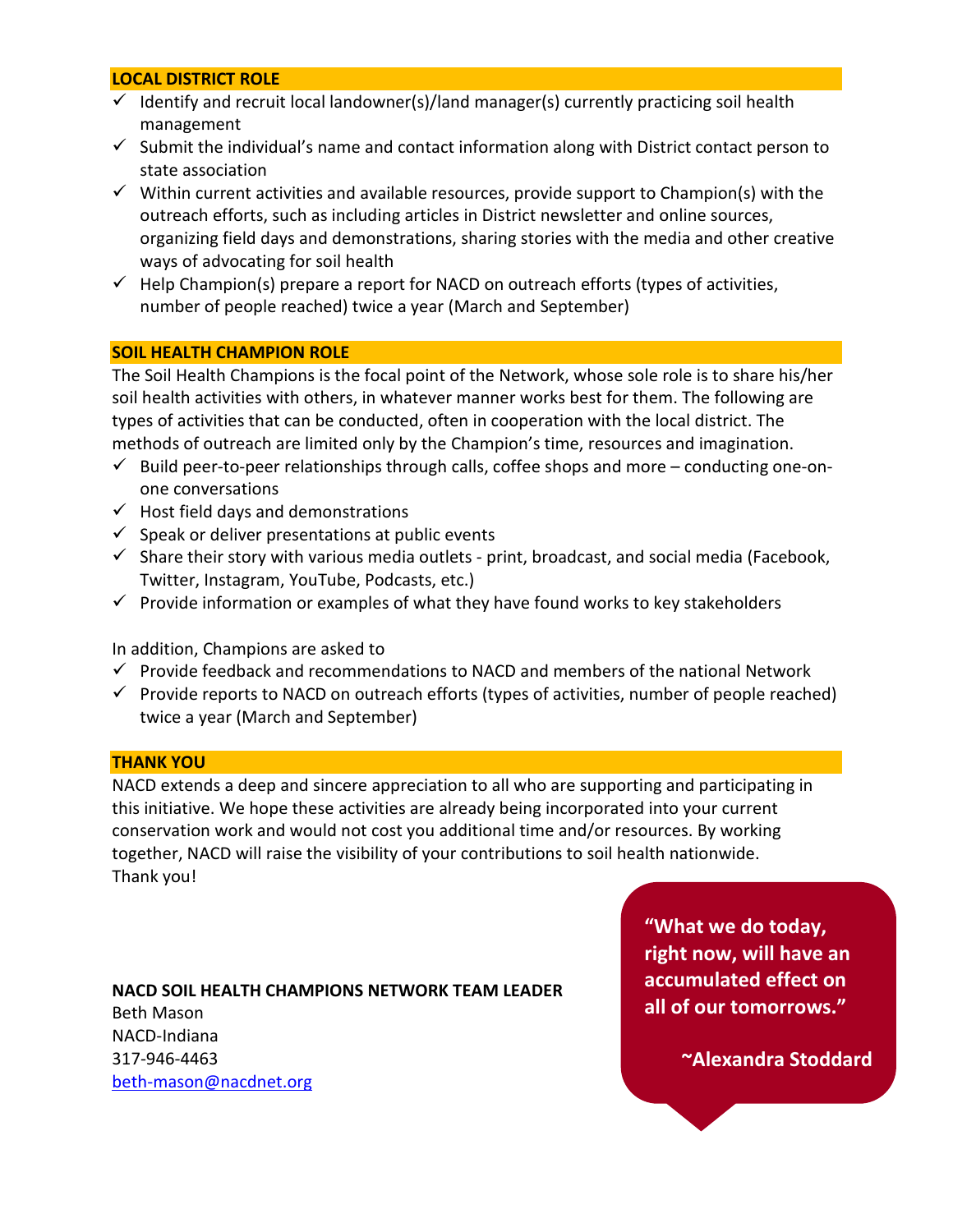## LOCAL DISTRICT ROLE

- ✓ Identify and recruit local landowner(s)/land manager(s) currently practicing soil health management
- ✓ Submit the individual's name and contact information along with District contact person to state association
- ✓ Within current activities and available resources, provide support to Champion(s) with the outreach efforts, such as including articles in District newsletter and online sources, organizing field days and demonstrations, sharing stories with the media and other creative ways of advocating for soil health
- ✓ Help Champion(s) prepare a report for NACD on outreach efforts (types of activities, number of people reached) twice a year (March and September)

## SOIL HEALTH CHAMPION ROLE

The Soil Health Champions is the focal point of the Network, whose sole role is to share his/her soil health activities with others, in whatever manner works best for them. The following are types of activities that can be conducted, often in cooperation with the local district. The methods of outreach are limited only by the Champion's time, resources and imagination.

- ✓ Build peer-to-peer relationships through calls, coffee shops and more – conducting one-on-one conversations
- ✓ Host field days and demonstrations
- ✓ Speak or deliver presentations at public events
- ✓ Share their story with various media outlets - print, broadcast, and social media (Facebook, Twitter, Instagram, YouTube, Podcasts, etc.)
- ✓ Provide information or examples of what they have found works to key stakeholders

In addition, Champions are asked to

- ✓ Provide feedback and recommendations to NACD and members of the national Network
- ✓ Provide reports to NACD on outreach efforts (types of activities, number of people reached) twice a year (March and September)

## THANK YOU

NACD extends a deep and sincere appreciation to all who are supporting and participating in this initiative. We hope these activities are already being incorporated into your current conservation work and would not cost you additional time and/or resources. By working together, NACD will raise the visibility of your contributions to soil health nationwide. Thank you!

**NACD SOIL HEALTH CHAMPIONS NETWORK TEAM LEADER**
Beth Mason
NACD-Indiana
317-946-4463
beth-mason@nacdnet.org

**"What we do today, right now, will have an accumulated effect on all of our tomorrows."**

**~Alexandra Stoddard**